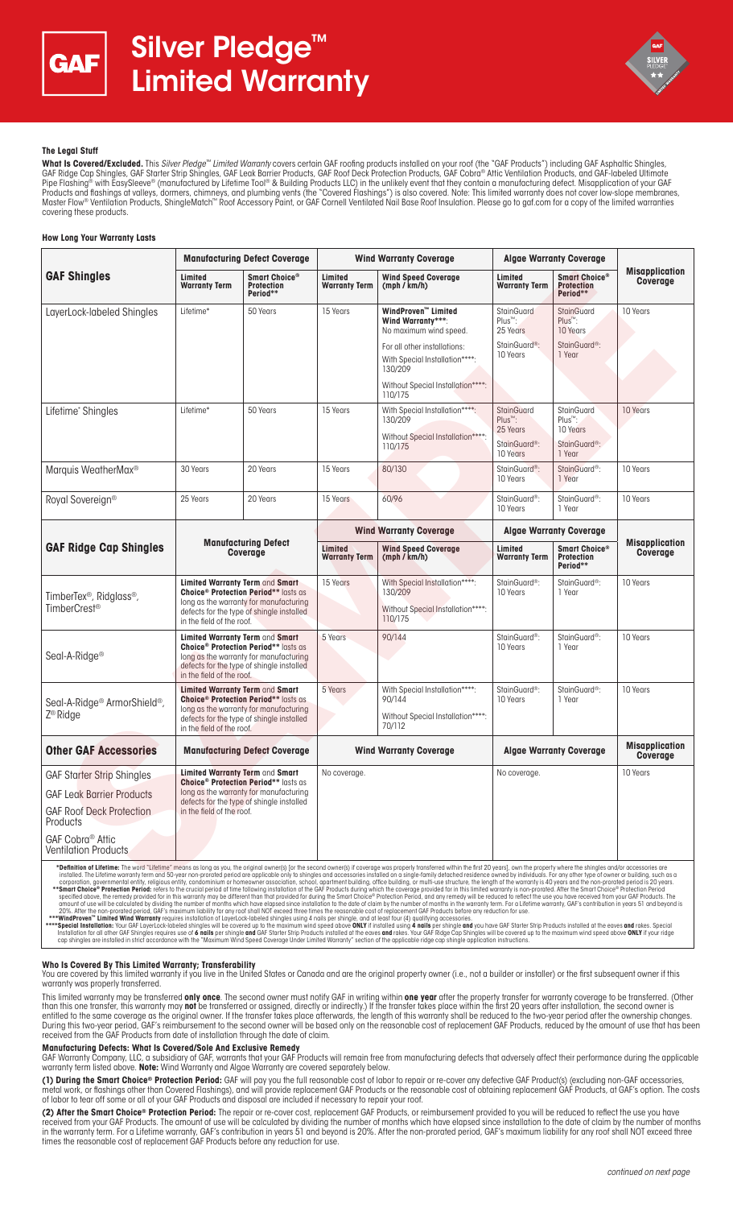# Silver Pledge™ Limited Warranty

## The Legal Stuff

**What Is Covered/Excluded.** This *Silver Pledge™ Limited Warranty* covers certain GAF roofing products installed on your roof (the "GAF Products") including GAF Asphaltic Shingles, GAF Ridge Cap Shingles, GAF Starter Strip Shingles, GAF Leak Barrier Products, GAF Roof Deck Protection Products, GAF Cobra® Attic Ventilation Products, and GAF-labeled Ultimate Pipe Flashing® with EasySleeve® (manufactured by Lifetime Tool® & Building Products LLC) in the unlikely event that they contain a manufacturing defect. Misapplication of your GAF Products and flashings at valleys, dormers, chimneys, and plumbing vents (the "Covered Flashings") is also covered. Note: This limited warranty does not cover low-slope membranes, Master Flow® Ventilation Products, ShingleMatch™ Roof Accessory Paint, or GAF Cornell Ventilated Nail Base Roof Insulation. Please go to gaf.com for a copy of the limited warranties covering these products.

### How Long Your Warranty Lasts

| GAF Shingles | Manufacturing Defect Coverage | | Wind Warranty Coverage | | Algae Warranty Coverage | | Misapplication Coverage |
|---|---|---|---|---|---|---|---|
| | Limited Warranty Term | Smart Choice® Protection Period** | Limited Warranty Term | Wind Speed Coverage (mph / km/h) | Limited Warranty Term | Smart Choice® Protection Period** | |
| LayerLock-labeled Shingles | Lifetime* | 50 Years | 15 Years | WindProven™ Limited Wind Warranty***: No maximum wind speed. For all other installations: With Special Installation****: 130/209; Without Special Installation****: 110/175 | StainGuard Plus™: 25 Years; StainGuard®: 10 Years | StainGuard Plus™: 10 Years; StainGuard®: 1 Year | 10 Years |
| Lifetime* Shingles | Lifetime* | 50 Years | 15 Years | With Special Installation****: 130/209; Without Special Installation****: 110/175 | StainGuard Plus™: 25 Years; StainGuard®: 10 Years | StainGuard Plus™: 10 Years; StainGuard®: 1 Year | 10 Years |
| Marquis WeatherMax® | 30 Years | 20 Years | 15 Years | 80/130 | StainGuard®: 10 Years | StainGuard®: 1 Year | 10 Years |
| Royal Sovereign® | 25 Years | 20 Years | 15 Years | 60/96 | StainGuard®: 10 Years | StainGuard®: 1 Year | 10 Years |

| GAF Ridge Cap Shingles | Manufacturing Defect Coverage | Wind Warranty Coverage | | Algae Warranty Coverage | | Misapplication Coverage |
|---|---|---|---|---|---|---|
| | | Limited Warranty Term | Wind Speed Coverage (mph / km/h) | Limited Warranty Term | Smart Choice® Protection Period** | |
| TimberTex®, Ridglass®, TimberCrest® | **Limited Warranty Term** and **Smart Choice® Protection Period**** lasts as long as the warranty for manufacturing defects for the type of shingle installed in the field of the roof. | 15 Years | With Special Installation****: 130/209; Without Special Installation****: 110/175 | StainGuard®: 10 Years | StainGuard®: 1 Year | 10 Years |
| Seal-A-Ridge® | **Limited Warranty Term** and **Smart Choice® Protection Period**** lasts as long as the warranty for manufacturing defects for the type of shingle installed in the field of the roof. | 5 Years | 90/144 | StainGuard®: 10 Years | StainGuard®: 1 Year | 10 Years |
| Seal-A-Ridge® ArmorShield®, Z® Ridge | **Limited Warranty Term** and **Smart Choice® Protection Period**** lasts as long as the warranty for manufacturing defects for the type of shingle installed in the field of the roof. | 5 Years | With Special Installation****: 90/144; Without Special Installation****: 70/112 | StainGuard®: 10 Years | StainGuard®: 1 Year | 10 Years |

| Other GAF Accessories | Manufacturing Defect Coverage | Wind Warranty Coverage | Algae Warranty Coverage | Misapplication Coverage |
|---|---|---|---|---|
| GAF Starter Strip Shingles; GAF Leak Barrier Products; GAF Roof Deck Protection Products; GAF Cobra® Attic Ventilation Products | **Limited Warranty Term** and **Smart Choice® Protection Period**** lasts as long as the warranty for manufacturing defects for the type of shingle installed in the field of the roof. | No coverage. | No coverage. | 10 Years |

***Definition of Lifetime:** The word "Lifetime" means as long as you, the original owner(s) [or the second owner(s) if coverage was properly transferred within the first 20 years], own the property where the shingles and/or accessories are installed. The Lifetime warranty term and 50-year non-prorated period are applicable only to shingles and accessories installed on a single-family detached residence owned by individuals. For any other type of owner or building, such as a corporation, governmental entity, religious entity, condominium or homeowner association, school, apartment building, office building, or multi-use structure, the length of the warranty is 40 years and the non-prorated period is 20 years.

****Smart Choice® Protection Period:** refers to the crucial period of time following installation of the GAF Products during which the coverage provided for in this limited warranty is non-prorated. After the Smart Choice® Protection Period specified above, the remedy provided for in this warranty may be different than that provided for during the Smart Choice® Protection Period, and any remedy will be reduced to reflect the use you have received from your GAF Products. The amount of use will be calculated by dividing the number of months which have elapsed since installation to the date of claim by the number of months in the warranty term. For a Lifetime warranty, GAF's contribution in years 51 and beyond is 20%. After the non-prorated period, GAF's maximum liability for any roof shall NOT exceed three times the reasonable cost of replacement GAF Products before any reduction for use.

*****WindProven™ Limited Wind Warranty** requires installation of LayerLock-labeled shingles using 4 nails per shingle, and at least four (4) qualifying accessories.

******Special Installation:** Your GAF LayerLock-labeled shingles will be covered up to the maximum wind speed above **ONLY** if installed using **4 nails** per shingle **and** you have GAF Starter Strip Products installed at the eaves **and** rakes. Special Installation for all other GAF Shingles requires use of **6 nails** per shingle **and** GAF Starter Strip Products installed at the eaves **and** rakes. Your GAF Ridge Cap Shingles will be covered up to the maximum wind speed above **ONLY** if your ridge cap shingles are installed in strict accordance with the "Maximum Wind Speed Coverage Under Limited Warranty" section of the applicable ridge cap shingle application instructions.

### Who Is Covered By This Limited Warranty; Transferability

You are covered by this limited warranty if you live in the United States or Canada and are the original property owner (i.e., not a builder or installer) or the first subsequent owner if this warranty was properly transferred.

This limited warranty may be transferred **only once**. The second owner must notify GAF in writing within **one year** after the property transfer for warranty coverage to be transferred. (Other than this one transfer, this warranty may **not** be transferred or assigned, directly or indirectly.) If the transfer takes place within the first 20 years after installation, the second owner is entitled to the same coverage as the original owner. If the transfer takes place afterwards, the length of this warranty shall be reduced to the two-year period after the ownership changes. During this two-year period, GAF's reimbursement to the second owner will be based only on the reasonable cost of replacement GAF Products, reduced by the amount of use that has been received from the GAF Products from date of installation through the date of claim.

### Manufacturing Defects: What Is Covered/Sole And Exclusive Remedy

GAF Warranty Company, LLC, a subsidiary of GAF, warrants that your GAF Products will remain free from manufacturing defects that adversely affect their performance during the applicable warranty term listed above. **Note:** Wind Warranty and Algae Warranty are covered separately below.

**(1) During the Smart Choice® Protection Period:** GAF will pay you the full reasonable cost of labor to repair or re-cover any defective GAF Product(s) (excluding non-GAF accessories, metal work, or flashings other than Covered Flashings), and will provide replacement GAF Products or the reasonable cost of obtaining replacement GAF Products, at GAF's option. The costs of labor to tear off some or all of your GAF Products and disposal are included if necessary to repair your roof.

**(2) After the Smart Choice® Protection Period:** The repair or re-cover cost, replacement GAF Products, or reimbursement provided to you will be reduced to reflect the use you have received from your GAF Products. The amount of use will be calculated by dividing the number of months which have elapsed since installation to the date of claim by the number of months in the warranty term. For a Lifetime warranty, GAF's contribution in years 51 and beyond is 20%. After the non-prorated period, GAF's maximum liability for any roof shall NOT exceed three times the reasonable cost of replacement GAF Products before any reduction for use.

*continued on next page*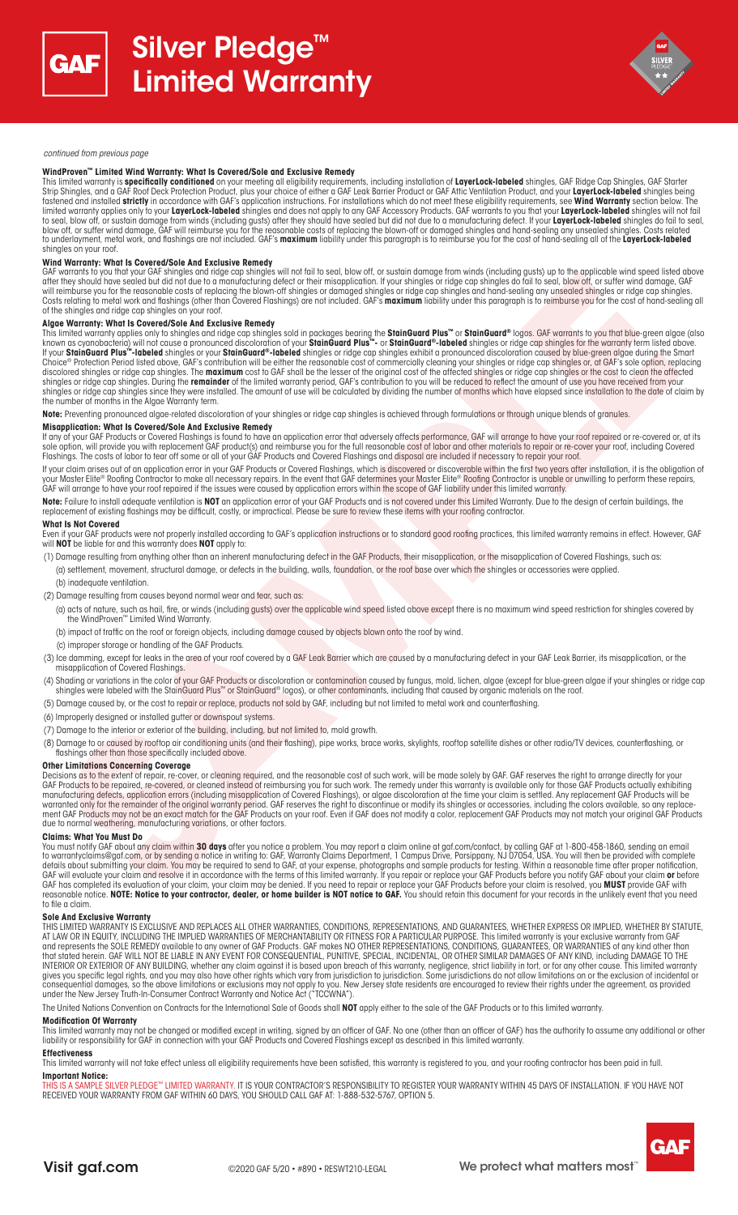# Silver Pledge™ Limited Warranty

*continued from previous page*

**WindProven™ Limited Wind Warranty: What Is Covered/Sole and Exclusive Remedy**

This limited warranty is **specifically conditioned** on your meeting all eligibility requirements, including installation of **LayerLock-labeled** shingles, GAF Ridge Cap Shingles, GAF Starter Strip Shingles, and a GAF Roof Deck Protection Product, plus your choice of either a GAF Leak Barrier Product or GAF Attic Ventilation Product, and your **LayerLock-labeled** shingles being fastened and installed **strictly** in accordance with GAF's application instructions. For installations which do not meet these eligibility requirements, see **Wind Warranty** section below. The limited warranty applies only to your **LayerLock-labeled** shingles and does not apply to any GAF Accessory Products. GAF warrants to you that your **LayerLock-labeled** shingles will not fail to seal, blow off, or sustain damage from winds (including gusts) after they should have sealed but did not due to a manufacturing defect. If your **LayerLock-labeled** shingles do fail to seal, blow off, or suffer wind damage, GAF will reimburse you for the reasonable costs of replacing the blown-off or damaged shingles and hand-sealing any unsealed shingles. Costs related to underlayment, metal work, and flashings are not included. GAF's **maximum** liability under this paragraph is to reimburse you for the cost of hand-sealing all of the **LayerLock-labeled** shingles on your roof.

**Wind Warranty: What Is Covered/Sole And Exclusive Remedy**

GAF warrants to you that your GAF shingles and ridge cap shingles will not fail to seal, blow off, or sustain damage from winds (including gusts) up to the applicable wind speed listed above after they should have sealed but did not due to a manufacturing defect or their misapplication. If your shingles or ridge cap shingles do fail to seal, blow off, or suffer wind damage, GAF will reimburse you for the reasonable costs of replacing the blown-off shingles or damaged shingles or ridge cap shingles and hand-sealing any unsealed shingles or ridge cap shingles. Costs relating to metal work and flashings (other than Covered Flashings) are not included. GAF's **maximum** liability under this paragraph is to reimburse you for the cost of hand-sealing all of the shingles and ridge cap shingles on your roof.

**Algae Warranty: What Is Covered/Sole And Exclusive Remedy**

This limited warranty applies only to shingles and ridge cap shingles sold in packages bearing the **StainGuard Plus™** or **StainGuard®** logos. GAF warrants to you that blue-green algae (also known as cyanobacteria) will not cause a pronounced discoloration of your **StainGuard Plus™-** or **StainGuard®-labeled** shingles or ridge cap shingles for the warranty term listed above. If your **StainGuard Plus™-labeled** shingles or your **StainGuard®-labeled** shingles or ridge cap shingles exhibit a pronounced discoloration caused by blue-green algae during the Smart Choice® Protection Period listed above, GAF's contribution will be either the reasonable cost of commercially cleaning your shingles or ridge cap shingles or, at GAF's sole option, replacing discolored shingles or ridge cap shingles. The **maximum** cost to GAF shall be the lesser of the original cost of the affected shingles or ridge cap shingles or the cost to clean the affected shingles or ridge cap shingles. During the **remainder** of the limited warranty period, GAF's contribution to you will be reduced to reflect the amount of use you have received from your shingles or ridge cap shingles since they were installed. The amount of use will be calculated by dividing the number of months which have elapsed since installation to the date of claim by the number of months in the Algae Warranty term.

**Note:** Preventing pronounced algae-related discoloration of your shingles or ridge cap shingles is achieved through formulations or through unique blends of granules.

**Misapplication: What Is Covered/Sole And Exclusive Remedy**

If any of your GAF Products or Covered Flashings is found to have an application error that adversely affects performance, GAF will arrange to have your roof repaired or re-covered or, at its sole option, will provide you with replacement GAF product(s) and reimburse you for the full reasonable cost of labor and other materials to repair or re-cover your roof, including Covered Flashings. The costs of labor to tear off some or all of your GAF Products and Covered Flashings and disposal are included if necessary to repair your roof.

If your claim arises out of an application error in your GAF Products or Covered Flashings, which is discovered or discoverable within the first two years after installation, it is the obligation of your Master Elite® Roofing Contractor to make all necessary repairs. In the event that GAF determines your Master Elite® Roofing Contractor is unable or unwilling to perform these repairs, GAF will arrange to have your roof repaired if the issues were caused by application errors within the scope of GAF liability under this limited warranty.

**Note:** Failure to install adequate ventilation is **NOT** an application error of your GAF Products and is not covered under this Limited Warranty. Due to the design of certain buildings, the replacement of existing flashings may be difficult, costly, or impractical. Please be sure to review these items with your roofing contractor.

**What Is Not Covered**

Even if your GAF products were not properly installed according to GAF's application instructions or to standard good roofing practices, this limited warranty remains in effect. However, GAF will **NOT** be liable for and this warranty does **NOT** apply to:

(1) Damage resulting from anything other than an inherent manufacturing defect in the GAF Products, their misapplication, or the misapplication of Covered Flashings, such as:
- (a) settlement, movement, structural damage, or defects in the building, walls, foundation, or the roof base over which the shingles or accessories were applied.
- (b) inadequate ventilation.

(2) Damage resulting from causes beyond normal wear and tear, such as:
- (a) acts of nature, such as hail, fire, or winds (including gusts) over the applicable wind speed listed above except there is no maximum wind speed restriction for shingles covered by the WindProven™ Limited Wind Warranty.
- (b) impact of traffic on the roof or foreign objects, including damage caused by objects blown onto the roof by wind.
- (c) improper storage or handling of the GAF Products.

(3) Ice damming, except for leaks in the area of your roof covered by a GAF Leak Barrier which are caused by a manufacturing defect in your GAF Leak Barrier, its misapplication, or the misapplication of Covered Flashings.

(4) Shading or variations in the color of your GAF Products or discoloration or contamination caused by fungus, mold, lichen, algae (except for blue-green algae if your shingles or ridge cap shingles were labeled with the StainGuard Plus™ or StainGuard® logos), or other contaminants, including that caused by organic materials on the roof.

(5) Damage caused by, or the cost to repair or replace, products not sold by GAF, including but not limited to metal work and counterflashing.

(6) Improperly designed or installed gutter or downspout systems.

(7) Damage to the interior or exterior of the building, including, but not limited to, mold growth.

(8) Damage to or caused by rooftop air conditioning units (and their flashing), pipe works, brace works, skylights, rooftop satellite dishes or other radio/TV devices, counterflashing, or flashings other than those specifically included above.

**Other Limitations Concerning Coverage**

Decisions as to the extent of repair, re-cover, or cleaning required, and the reasonable cost of such work, will be made solely by GAF. GAF reserves the right to arrange directly for your GAF Products to be repaired, re-covered, or cleaned instead of reimbursing you for such work. The remedy under this warranty is available only for those GAF Products actually exhibiting manufacturing defects, application errors (including misapplication of Covered Flashings), or algae discoloration at the time your claim is settled. Any replacement GAF Products will be warranted only for the remainder of the original warranty period. GAF reserves the right to discontinue or modify its shingles or accessories, including the colors available, so any replacement GAF Products may not be an exact match for the GAF Products on your roof. Even if GAF does not modify a GAF Product, replacement GAF Products may not match your original GAF Products due to normal weathering, manufacturing variations, or other factors.

**Claims: What You Must Do**

You must notify GAF about any claim within **30 days** after you notice a problem. You may report a claim online at gaf.com/contact, by calling GAF at 1-800-458-1860, sending an email to warrantyclaims@gaf.com, or by sending a notice in writing to: GAF, Warranty Claims Department, 1 Campus Drive, Parsippany, NJ 07054, USA. You will then be provided with complete details about submitting your claim. You may be required to send to GAF, at your expense, photographs and sample products for testing. Within a reasonable time after proper notification, GAF will evaluate your claim and resolve it in accordance with the terms of this limited warranty. If you repair or replace your GAF Products before you notify GAF about your claim **or** before GAF has completed its evaluation of your claim, your claim may be denied. If you need to repair or replace your GAF Products before your claim is resolved, you **MUST** provide GAF with reasonable notice. **NOTE: Notice to your contractor, dealer, or home builder is NOT notice to GAF.** You should retain this document for your records in the unlikely event that you need to file a claim.

**Sole And Exclusive Warranty**

THIS LIMITED WARRANTY IS EXCLUSIVE AND REPLACES ALL OTHER WARRANTIES, CONDITIONS, REPRESENTATIONS, AND GUARANTEES, WHETHER EXPRESS OR IMPLIED, WHETHER BY STATUTE, AT LAW OR IN EQUITY, INCLUDING THE IMPLIED WARRANTIES OF MERCHANTABILITY OR FITNESS FOR A PARTICULAR PURPOSE. This limited warranty is your exclusive warranty from GAF and represents the SOLE REMEDY available to any owner of GAF Products. GAF makes NO OTHER REPRESENTATIONS, CONDITIONS, GUARANTEES, OR WARRANTIES of any kind other than that stated herein. GAF WILL NOT BE LIABLE IN ANY EVENT FOR CONSEQUENTIAL, PUNITIVE, SPECIAL, INCIDENTAL, OR OTHER SIMILAR DAMAGES OF ANY KIND, including DAMAGE TO THE INTERIOR OR EXTERIOR OF ANY BUILDING, whether any claim against it is based upon breach of this warranty, negligence, strict liability in tort, or for any other cause. This limited warranty gives you specific legal rights, and you may also have other rights which vary from jurisdiction to jurisdiction. Some jurisdictions do not allow limitations on or the exclusion of incidental or consequential damages, so the above limitations or exclusions may not apply to you. New Jersey state residents are encouraged to review their rights under the agreement, as provided under the New Jersey Truth-In-Consumer Contract Warranty and Notice Act ("TCCWNA").

The United Nations Convention on Contracts for the International Sale of Goods shall **NOT** apply either to the sale of the GAF Products or to this limited warranty.

**Modification Of Warranty**

This limited warranty may not be changed or modified except in writing, signed by an officer of GAF. No one (other than an officer of GAF) has the authority to assume any additional or other liability or responsibility for GAF in connection with your GAF Products and Covered Flashings except as described in this limited warranty.

**Effectiveness**

This limited warranty will not take effect unless all eligibility requirements have been satisfied, this warranty is registered to you, and your roofing contractor has been paid in full.

**Important Notice:**

THIS IS A SAMPLE SILVER PLEDGE™ LIMITED WARRANTY. IT IS YOUR CONTRACTOR'S RESPONSIBILITY TO REGISTER YOUR WARRANTY WITHIN 45 DAYS OF INSTALLATION. IF YOU HAVE NOT RECEIVED YOUR WARRANTY FROM GAF WITHIN 60 DAYS, YOU SHOULD CALL GAF AT: 1-888-532-5767, OPTION 5.

Visit gaf.com ©2020 GAF 5/20 • #890 • RESWT210-LEGAL We protect what matters most™